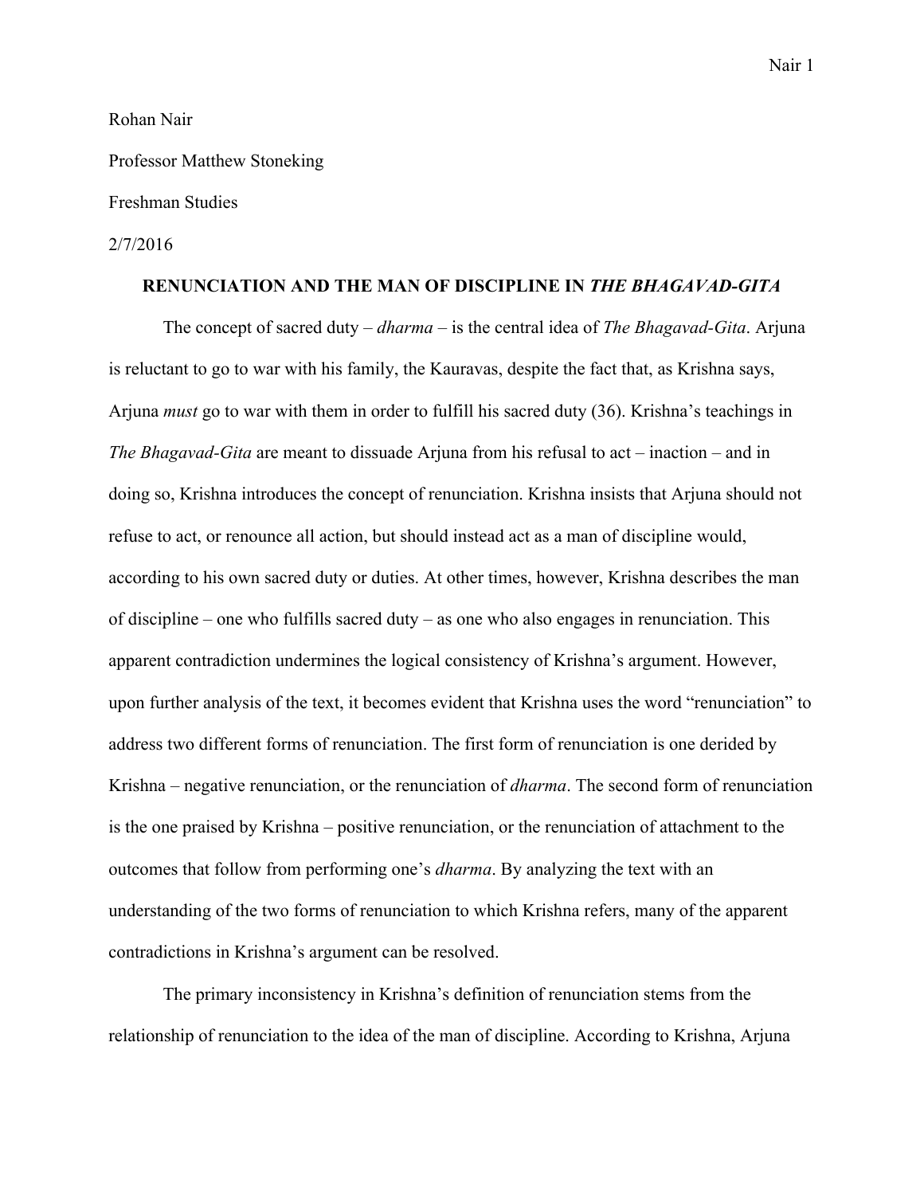Rohan Nair

Professor Matthew Stoneking

Freshman Studies

2/7/2016

## RENUNCIATION AND THE MAN OF DISCIPLINE IN *THE BHAGAVAD-GITA*

The concept of sacred duty – *dharma* – is the central idea of *The Bhagavad-Gita*. Arjuna is reluctant to go to war with his family, the Kauravas, despite the fact that, as Krishna says, Arjuna *must* go to war with them in order to fulfill his sacred duty (36). Krishna's teachings in *The Bhagavad-Gita* are meant to dissuade Arjuna from his refusal to act – inaction – and in doing so, Krishna introduces the concept of renunciation. Krishna insists that Arjuna should not refuse to act, or renounce all action, but should instead act as a man of discipline would, according to his own sacred duty or duties. At other times, however, Krishna describes the man of discipline – one who fulfills sacred duty – as one who also engages in renunciation. This apparent contradiction undermines the logical consistency of Krishna's argument. However, upon further analysis of the text, it becomes evident that Krishna uses the word "renunciation" to address two different forms of renunciation. The first form of renunciation is one derided by Krishna – negative renunciation, or the renunciation of *dharma*. The second form of renunciation is the one praised by Krishna – positive renunciation, or the renunciation of attachment to the outcomes that follow from performing one's *dharma*. By analyzing the text with an understanding of the two forms of renunciation to which Krishna refers, many of the apparent contradictions in Krishna's argument can be resolved.

The primary inconsistency in Krishna's definition of renunciation stems from the relationship of renunciation to the idea of the man of discipline. According to Krishna, Arjuna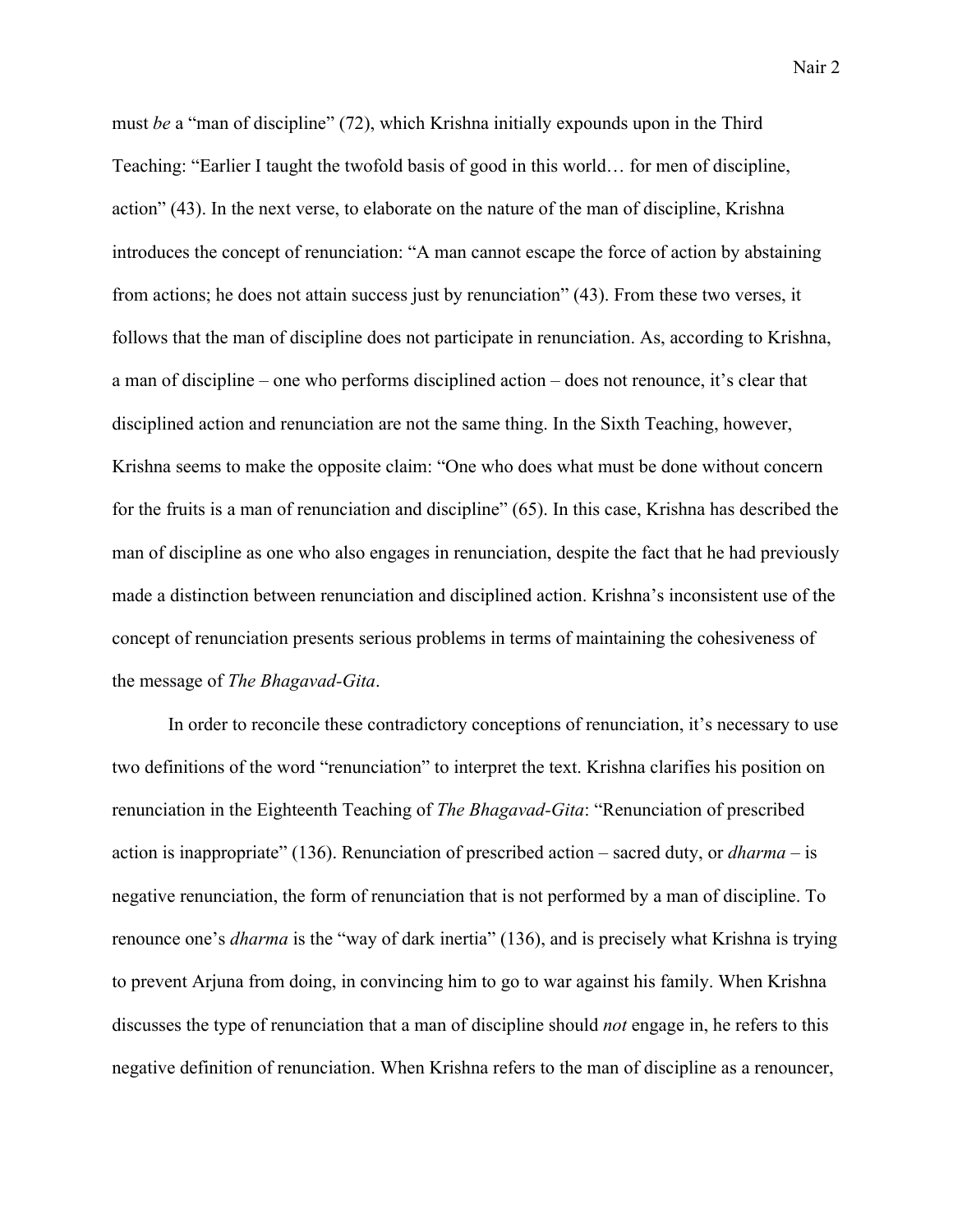must *be* a “man of discipline” (72), which Krishna initially expounds upon in the Third Teaching: “Earlier I taught the twofold basis of good in this world… for men of discipline, action” (43). In the next verse, to elaborate on the nature of the man of discipline, Krishna introduces the concept of renunciation: “A man cannot escape the force of action by abstaining from actions; he does not attain success just by renunciation” (43). From these two verses, it follows that the man of discipline does not participate in renunciation. As, according to Krishna, a man of discipline – one who performs disciplined action – does not renounce, it’s clear that disciplined action and renunciation are not the same thing. In the Sixth Teaching, however, Krishna seems to make the opposite claim: “One who does what must be done without concern for the fruits is a man of renunciation and discipline” (65). In this case, Krishna has described the man of discipline as one who also engages in renunciation, despite the fact that he had previously made a distinction between renunciation and disciplined action. Krishna’s inconsistent use of the concept of renunciation presents serious problems in terms of maintaining the cohesiveness of the message of *The Bhagavad-Gita*.

In order to reconcile these contradictory conceptions of renunciation, it’s necessary to use two definitions of the word “renunciation” to interpret the text. Krishna clarifies his position on renunciation in the Eighteenth Teaching of *The Bhagavad-Gita*: “Renunciation of prescribed action is inappropriate” (136). Renunciation of prescribed action – sacred duty, or *dharma* – is negative renunciation, the form of renunciation that is not performed by a man of discipline. To renounce one’s *dharma* is the “way of dark inertia” (136), and is precisely what Krishna is trying to prevent Arjuna from doing, in convincing him to go to war against his family. When Krishna discusses the type of renunciation that a man of discipline should *not* engage in, he refers to this negative definition of renunciation. When Krishna refers to the man of discipline as a renouncer,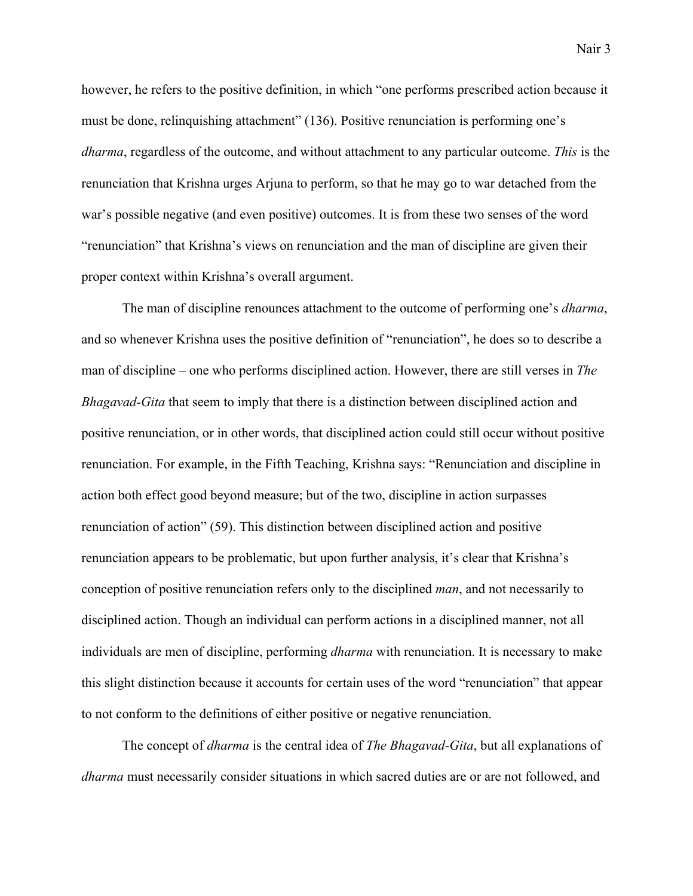however, he refers to the positive definition, in which "one performs prescribed action because it must be done, relinquishing attachment" (136). Positive renunciation is performing one's *dharma*, regardless of the outcome, and without attachment to any particular outcome. *This* is the renunciation that Krishna urges Arjuna to perform, so that he may go to war detached from the war's possible negative (and even positive) outcomes. It is from these two senses of the word "renunciation" that Krishna's views on renunciation and the man of discipline are given their proper context within Krishna's overall argument.

The man of discipline renounces attachment to the outcome of performing one's *dharma*, and so whenever Krishna uses the positive definition of "renunciation", he does so to describe a man of discipline – one who performs disciplined action. However, there are still verses in *The Bhagavad-Gita* that seem to imply that there is a distinction between disciplined action and positive renunciation, or in other words, that disciplined action could still occur without positive renunciation. For example, in the Fifth Teaching, Krishna says: "Renunciation and discipline in action both effect good beyond measure; but of the two, discipline in action surpasses renunciation of action" (59). This distinction between disciplined action and positive renunciation appears to be problematic, but upon further analysis, it's clear that Krishna's conception of positive renunciation refers only to the disciplined *man*, and not necessarily to disciplined action. Though an individual can perform actions in a disciplined manner, not all individuals are men of discipline, performing *dharma* with renunciation. It is necessary to make this slight distinction because it accounts for certain uses of the word "renunciation" that appear to not conform to the definitions of either positive or negative renunciation.

The concept of *dharma* is the central idea of *The Bhagavad-Gita*, but all explanations of *dharma* must necessarily consider situations in which sacred duties are or are not followed, and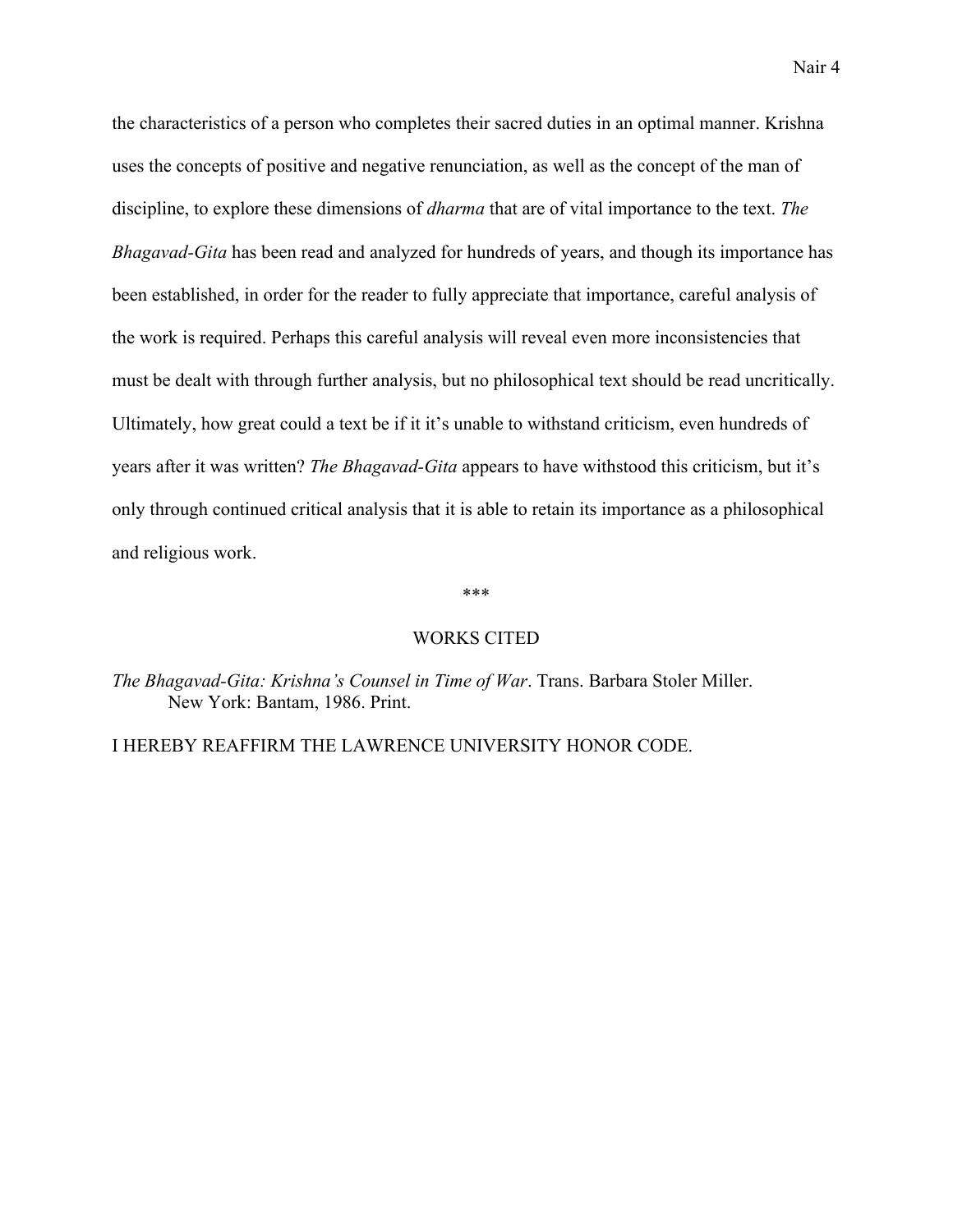the characteristics of a person who completes their sacred duties in an optimal manner. Krishna uses the concepts of positive and negative renunciation, as well as the concept of the man of discipline, to explore these dimensions of *dharma* that are of vital importance to the text. *The Bhagavad-Gita* has been read and analyzed for hundreds of years, and though its importance has been established, in order for the reader to fully appreciate that importance, careful analysis of the work is required. Perhaps this careful analysis will reveal even more inconsistencies that must be dealt with through further analysis, but no philosophical text should be read uncritically. Ultimately, how great could a text be if it it's unable to withstand criticism, even hundreds of years after it was written? *The Bhagavad-Gita* appears to have withstood this criticism, but it's only through continued critical analysis that it is able to retain its importance as a philosophical and religious work.

\*\*\*

## WORKS CITED

*The Bhagavad-Gita: Krishna's Counsel in Time of War*. Trans. Barbara Stoler Miller. New York: Bantam, 1986. Print.

I HEREBY REAFFIRM THE LAWRENCE UNIVERSITY HONOR CODE.